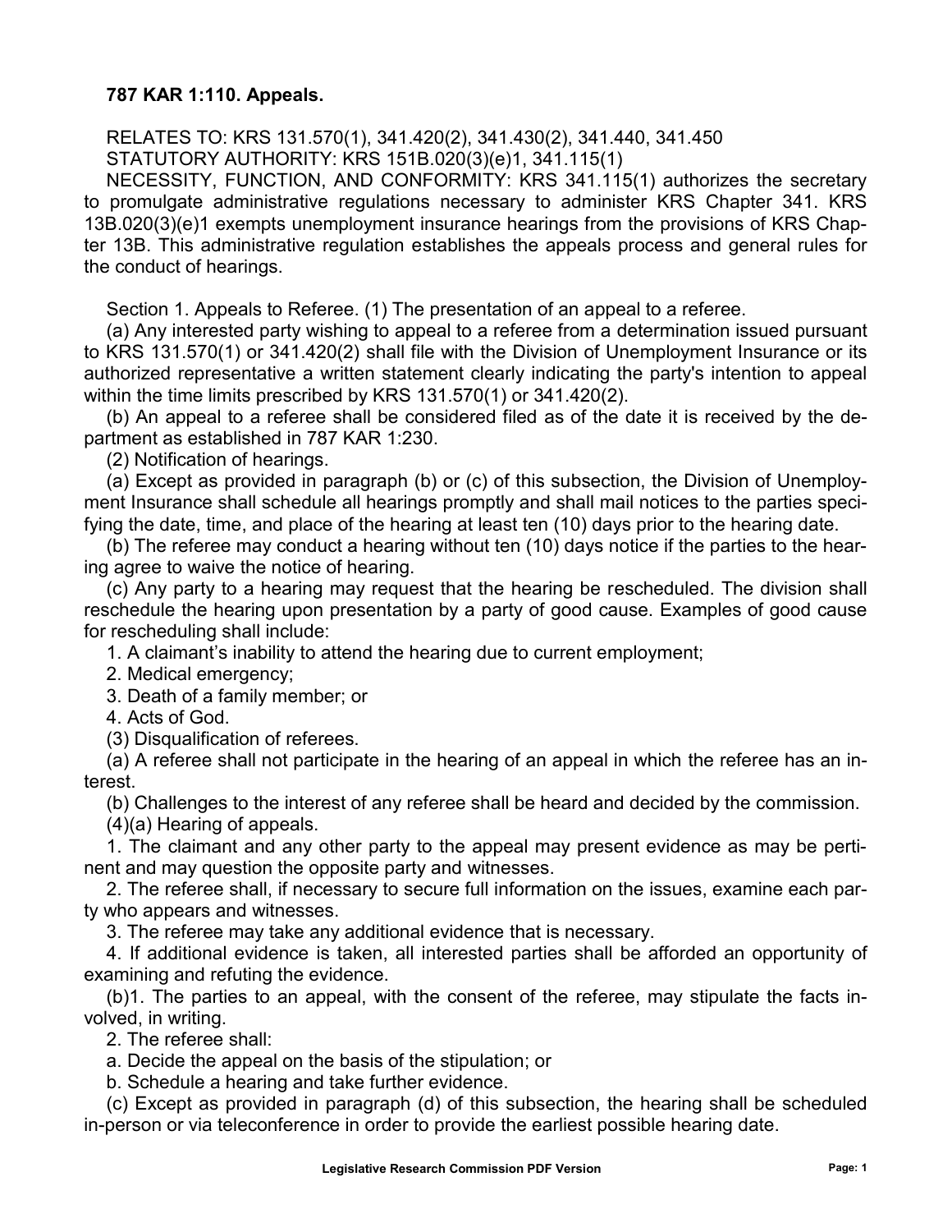**787 KAR 1:110. Appeals.**

RELATES TO: KRS 131.570(1), 341.420(2), 341.430(2), 341.440, 341.450

STATUTORY AUTHORITY: KRS 151B.020(3)(e)1, 341.115(1)

NECESSITY, FUNCTION, AND CONFORMITY: KRS 341.115(1) authorizes the secretary to promulgate administrative regulations necessary to administer KRS Chapter 341. KRS 13B.020(3)(e)1 exempts unemployment insurance hearings from the provisions of KRS Chapter 13B. This administrative regulation establishes the appeals process and general rules for the conduct of hearings.

Section 1. Appeals to Referee. (1) The presentation of an appeal to a referee.

(a) Any interested party wishing to appeal to a referee from a determination issued pursuant to KRS 131.570(1) or 341.420(2) shall file with the Division of Unemployment Insurance or its authorized representative a written statement clearly indicating the party's intention to appeal within the time limits prescribed by KRS 131.570(1) or 341.420(2).

(b) An appeal to a referee shall be considered filed as of the date it is received by the department as established in 787 KAR 1:230.

(2) Notification of hearings.

(a) Except as provided in paragraph (b) or (c) of this subsection, the Division of Unemployment Insurance shall schedule all hearings promptly and shall mail notices to the parties specifying the date, time, and place of the hearing at least ten (10) days prior to the hearing date.

(b) The referee may conduct a hearing without ten (10) days notice if the parties to the hearing agree to waive the notice of hearing.

(c) Any party to a hearing may request that the hearing be rescheduled. The division shall reschedule the hearing upon presentation by a party of good cause. Examples of good cause for rescheduling shall include:

1. A claimant's inability to attend the hearing due to current employment;

2. Medical emergency;

3. Death of a family member; or

4. Acts of God.

(3) Disqualification of referees.

(a) A referee shall not participate in the hearing of an appeal in which the referee has an interest.

(b) Challenges to the interest of any referee shall be heard and decided by the commission.

(4)(a) Hearing of appeals.

1. The claimant and any other party to the appeal may present evidence as may be pertinent and may question the opposite party and witnesses.

2. The referee shall, if necessary to secure full information on the issues, examine each party who appears and witnesses.

3. The referee may take any additional evidence that is necessary.

4. If additional evidence is taken, all interested parties shall be afforded an opportunity of examining and refuting the evidence.

(b)1. The parties to an appeal, with the consent of the referee, may stipulate the facts involved, in writing.

2. The referee shall:

a. Decide the appeal on the basis of the stipulation; or

b. Schedule a hearing and take further evidence.

(c) Except as provided in paragraph (d) of this subsection, the hearing shall be scheduled in-person or via teleconference in order to provide the earliest possible hearing date.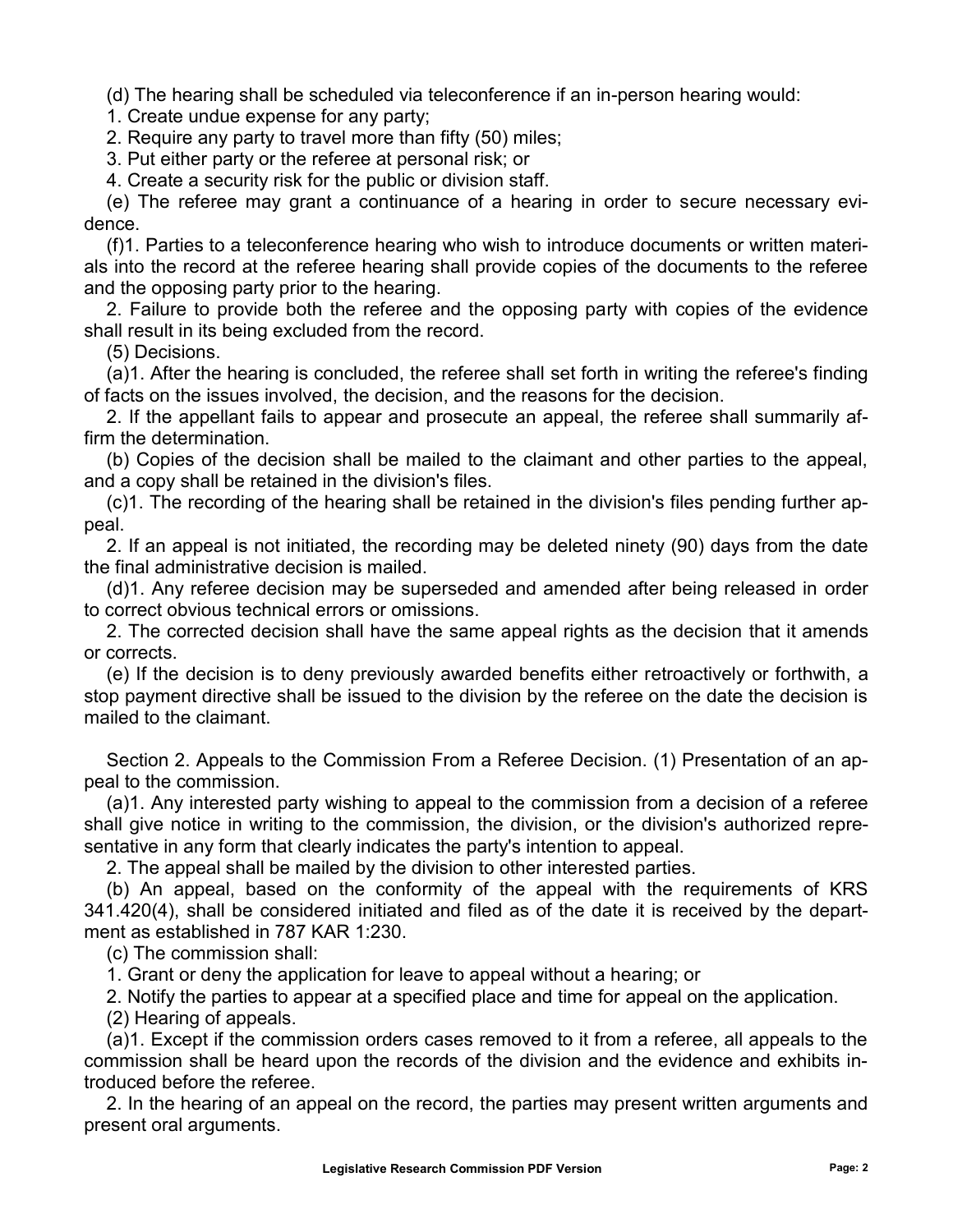(d) The hearing shall be scheduled via teleconference if an in-person hearing would:

1. Create undue expense for any party;

2. Require any party to travel more than fifty (50) miles;

3. Put either party or the referee at personal risk; or

4. Create a security risk for the public or division staff.

(e) The referee may grant a continuance of a hearing in order to secure necessary evidence.

(f)1. Parties to a teleconference hearing who wish to introduce documents or written materials into the record at the referee hearing shall provide copies of the documents to the referee and the opposing party prior to the hearing.

2. Failure to provide both the referee and the opposing party with copies of the evidence shall result in its being excluded from the record.

(5) Decisions.

(a)1. After the hearing is concluded, the referee shall set forth in writing the referee's finding of facts on the issues involved, the decision, and the reasons for the decision.

2. If the appellant fails to appear and prosecute an appeal, the referee shall summarily affirm the determination.

(b) Copies of the decision shall be mailed to the claimant and other parties to the appeal, and a copy shall be retained in the division's files.

(c)1. The recording of the hearing shall be retained in the division's files pending further appeal.

2. If an appeal is not initiated, the recording may be deleted ninety (90) days from the date the final administrative decision is mailed.

(d)1. Any referee decision may be superseded and amended after being released in order to correct obvious technical errors or omissions.

2. The corrected decision shall have the same appeal rights as the decision that it amends or corrects.

(e) If the decision is to deny previously awarded benefits either retroactively or forthwith, a stop payment directive shall be issued to the division by the referee on the date the decision is mailed to the claimant.

Section 2. Appeals to the Commission From a Referee Decision. (1) Presentation of an appeal to the commission.

(a)1. Any interested party wishing to appeal to the commission from a decision of a referee shall give notice in writing to the commission, the division, or the division's authorized representative in any form that clearly indicates the party's intention to appeal.

2. The appeal shall be mailed by the division to other interested parties.

(b) An appeal, based on the conformity of the appeal with the requirements of KRS 341.420(4), shall be considered initiated and filed as of the date it is received by the department as established in 787 KAR 1:230.

(c) The commission shall:

1. Grant or deny the application for leave to appeal without a hearing; or

2. Notify the parties to appear at a specified place and time for appeal on the application.

(2) Hearing of appeals.

(a)1. Except if the commission orders cases removed to it from a referee, all appeals to the commission shall be heard upon the records of the division and the evidence and exhibits introduced before the referee.

2. In the hearing of an appeal on the record, the parties may present written arguments and present oral arguments.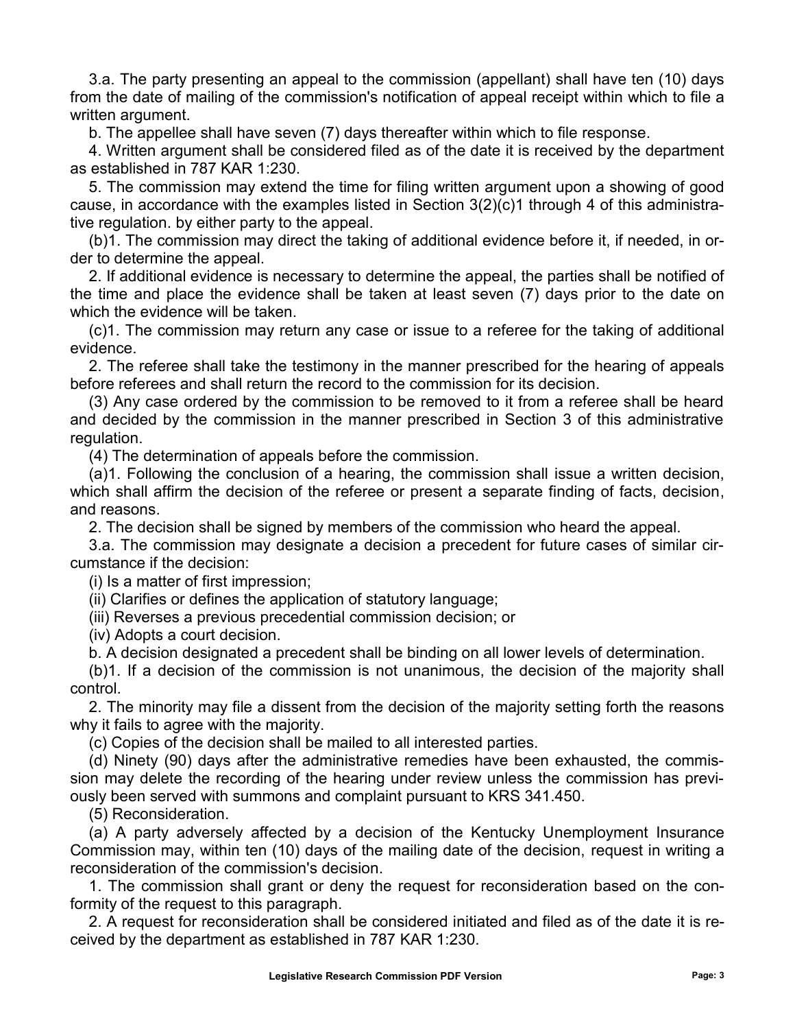3.a. The party presenting an appeal to the commission (appellant) shall have ten (10) days from the date of mailing of the commission's notification of appeal receipt within which to file a written argument.

b. The appellee shall have seven (7) days thereafter within which to file response.

4. Written argument shall be considered filed as of the date it is received by the department as established in 787 KAR 1:230.

5. The commission may extend the time for filing written argument upon a showing of good cause, in accordance with the examples listed in Section 3(2)(c)1 through 4 of this administrative regulation. by either party to the appeal.

(b)1. The commission may direct the taking of additional evidence before it, if needed, in order to determine the appeal.

2. If additional evidence is necessary to determine the appeal, the parties shall be notified of the time and place the evidence shall be taken at least seven (7) days prior to the date on which the evidence will be taken.

(c)1. The commission may return any case or issue to a referee for the taking of additional evidence.

2. The referee shall take the testimony in the manner prescribed for the hearing of appeals before referees and shall return the record to the commission for its decision.

(3) Any case ordered by the commission to be removed to it from a referee shall be heard and decided by the commission in the manner prescribed in Section 3 of this administrative regulation.

(4) The determination of appeals before the commission.

(a)1. Following the conclusion of a hearing, the commission shall issue a written decision, which shall affirm the decision of the referee or present a separate finding of facts, decision, and reasons.

2. The decision shall be signed by members of the commission who heard the appeal.

3.a. The commission may designate a decision a precedent for future cases of similar circumstance if the decision:

(i) Is a matter of first impression;

(ii) Clarifies or defines the application of statutory language;

(iii) Reverses a previous precedential commission decision; or

(iv) Adopts a court decision.

b. A decision designated a precedent shall be binding on all lower levels of determination.

(b)1. If a decision of the commission is not unanimous, the decision of the majority shall control.

2. The minority may file a dissent from the decision of the majority setting forth the reasons why it fails to agree with the majority.

(c) Copies of the decision shall be mailed to all interested parties.

(d) Ninety (90) days after the administrative remedies have been exhausted, the commission may delete the recording of the hearing under review unless the commission has previously been served with summons and complaint pursuant to KRS 341.450.

(5) Reconsideration.

(a) A party adversely affected by a decision of the Kentucky Unemployment Insurance Commission may, within ten (10) days of the mailing date of the decision, request in writing a reconsideration of the commission's decision.

1. The commission shall grant or deny the request for reconsideration based on the conformity of the request to this paragraph.

2. A request for reconsideration shall be considered initiated and filed as of the date it is received by the department as established in 787 KAR 1:230.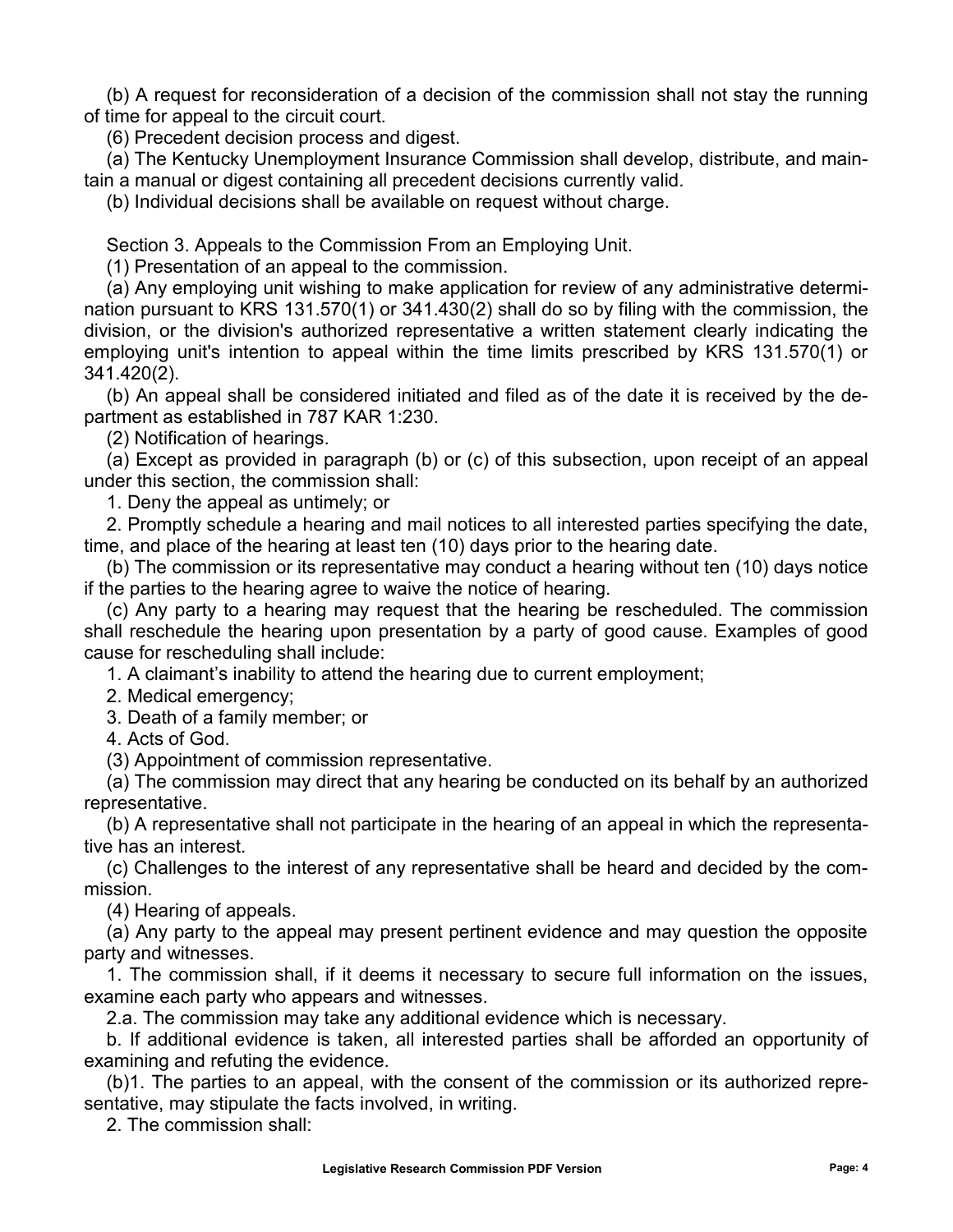(b) A request for reconsideration of a decision of the commission shall not stay the running of time for appeal to the circuit court.

(6) Precedent decision process and digest.

(a) The Kentucky Unemployment Insurance Commission shall develop, distribute, and maintain a manual or digest containing all precedent decisions currently valid.

(b) Individual decisions shall be available on request without charge.

Section 3. Appeals to the Commission From an Employing Unit.

(1) Presentation of an appeal to the commission.

(a) Any employing unit wishing to make application for review of any administrative determination pursuant to KRS 131.570(1) or 341.430(2) shall do so by filing with the commission, the division, or the division's authorized representative a written statement clearly indicating the employing unit's intention to appeal within the time limits prescribed by KRS 131.570(1) or 341.420(2).

(b) An appeal shall be considered initiated and filed as of the date it is received by the department as established in 787 KAR 1:230.

(2) Notification of hearings.

(a) Except as provided in paragraph (b) or (c) of this subsection, upon receipt of an appeal under this section, the commission shall:

1. Deny the appeal as untimely; or

2. Promptly schedule a hearing and mail notices to all interested parties specifying the date, time, and place of the hearing at least ten (10) days prior to the hearing date.

(b) The commission or its representative may conduct a hearing without ten (10) days notice if the parties to the hearing agree to waive the notice of hearing.

(c) Any party to a hearing may request that the hearing be rescheduled. The commission shall reschedule the hearing upon presentation by a party of good cause. Examples of good cause for rescheduling shall include:

1. A claimant's inability to attend the hearing due to current employment;

2. Medical emergency;

3. Death of a family member; or

4. Acts of God.

(3) Appointment of commission representative.

(a) The commission may direct that any hearing be conducted on its behalf by an authorized representative.

(b) A representative shall not participate in the hearing of an appeal in which the representative has an interest.

(c) Challenges to the interest of any representative shall be heard and decided by the commission.

(4) Hearing of appeals.

(a) Any party to the appeal may present pertinent evidence and may question the opposite party and witnesses.

1. The commission shall, if it deems it necessary to secure full information on the issues, examine each party who appears and witnesses.

2.a. The commission may take any additional evidence which is necessary.

b. If additional evidence is taken, all interested parties shall be afforded an opportunity of examining and refuting the evidence.

(b)1. The parties to an appeal, with the consent of the commission or its authorized representative, may stipulate the facts involved, in writing.

2. The commission shall: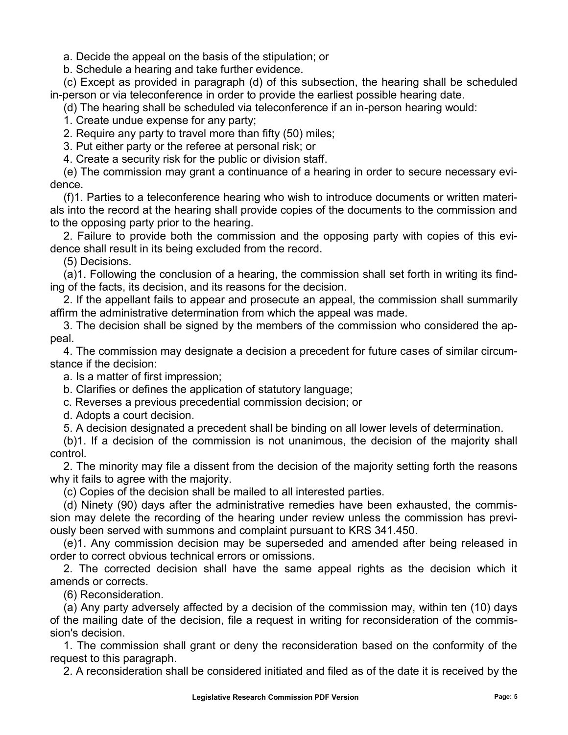a. Decide the appeal on the basis of the stipulation; or

b. Schedule a hearing and take further evidence.

(c) Except as provided in paragraph (d) of this subsection, the hearing shall be scheduled in-person or via teleconference in order to provide the earliest possible hearing date.

(d) The hearing shall be scheduled via teleconference if an in-person hearing would:

1. Create undue expense for any party;

2. Require any party to travel more than fifty (50) miles;

3. Put either party or the referee at personal risk; or

4. Create a security risk for the public or division staff.

(e) The commission may grant a continuance of a hearing in order to secure necessary evidence.

(f)1. Parties to a teleconference hearing who wish to introduce documents or written materials into the record at the hearing shall provide copies of the documents to the commission and to the opposing party prior to the hearing.

2. Failure to provide both the commission and the opposing party with copies of this evidence shall result in its being excluded from the record.

(5) Decisions.

(a)1. Following the conclusion of a hearing, the commission shall set forth in writing its finding of the facts, its decision, and its reasons for the decision.

2. If the appellant fails to appear and prosecute an appeal, the commission shall summarily affirm the administrative determination from which the appeal was made.

3. The decision shall be signed by the members of the commission who considered the appeal.

4. The commission may designate a decision a precedent for future cases of similar circumstance if the decision:

a. Is a matter of first impression;

b. Clarifies or defines the application of statutory language;

c. Reverses a previous precedential commission decision; or

d. Adopts a court decision.

5. A decision designated a precedent shall be binding on all lower levels of determination.

(b)1. If a decision of the commission is not unanimous, the decision of the majority shall control.

2. The minority may file a dissent from the decision of the majority setting forth the reasons why it fails to agree with the majority.

(c) Copies of the decision shall be mailed to all interested parties.

(d) Ninety (90) days after the administrative remedies have been exhausted, the commission may delete the recording of the hearing under review unless the commission has previously been served with summons and complaint pursuant to KRS 341.450.

(e)1. Any commission decision may be superseded and amended after being released in order to correct obvious technical errors or omissions.

2. The corrected decision shall have the same appeal rights as the decision which it amends or corrects.

(6) Reconsideration.

(a) Any party adversely affected by a decision of the commission may, within ten (10) days of the mailing date of the decision, file a request in writing for reconsideration of the commission's decision.

1. The commission shall grant or deny the reconsideration based on the conformity of the request to this paragraph.

2. A reconsideration shall be considered initiated and filed as of the date it is received by the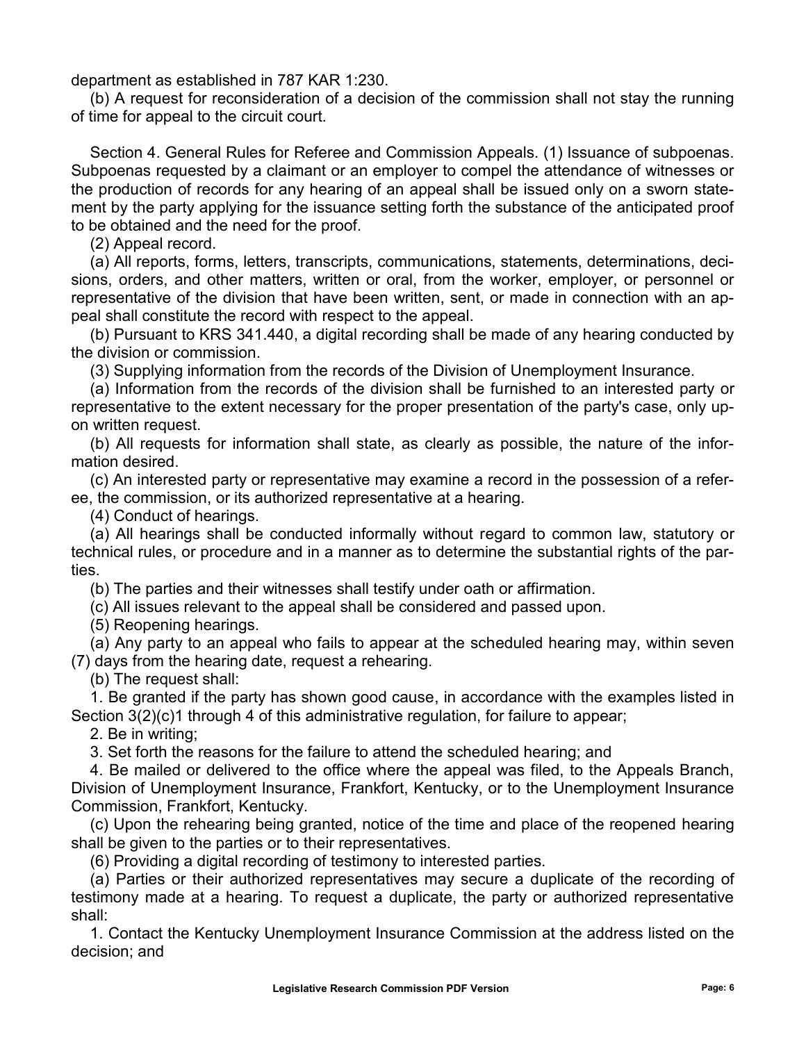department as established in 787 KAR 1:230.

(b) A request for reconsideration of a decision of the commission shall not stay the running of time for appeal to the circuit court.

Section 4. General Rules for Referee and Commission Appeals. (1) Issuance of subpoenas. Subpoenas requested by a claimant or an employer to compel the attendance of witnesses or the production of records for any hearing of an appeal shall be issued only on a sworn statement by the party applying for the issuance setting forth the substance of the anticipated proof to be obtained and the need for the proof.

(2) Appeal record.

(a) All reports, forms, letters, transcripts, communications, statements, determinations, decisions, orders, and other matters, written or oral, from the worker, employer, or personnel or representative of the division that have been written, sent, or made in connection with an appeal shall constitute the record with respect to the appeal.

(b) Pursuant to KRS 341.440, a digital recording shall be made of any hearing conducted by the division or commission.

(3) Supplying information from the records of the Division of Unemployment Insurance.

(a) Information from the records of the division shall be furnished to an interested party or representative to the extent necessary for the proper presentation of the party's case, only upon written request.

(b) All requests for information shall state, as clearly as possible, the nature of the information desired.

(c) An interested party or representative may examine a record in the possession of a referee, the commission, or its authorized representative at a hearing.

(4) Conduct of hearings.

(a) All hearings shall be conducted informally without regard to common law, statutory or technical rules, or procedure and in a manner as to determine the substantial rights of the parties.

(b) The parties and their witnesses shall testify under oath or affirmation.

(c) All issues relevant to the appeal shall be considered and passed upon.

(5) Reopening hearings.

(a) Any party to an appeal who fails to appear at the scheduled hearing may, within seven (7) days from the hearing date, request a rehearing.

(b) The request shall:

1. Be granted if the party has shown good cause, in accordance with the examples listed in Section 3(2)(c)1 through 4 of this administrative regulation, for failure to appear;

2. Be in writing;

3. Set forth the reasons for the failure to attend the scheduled hearing; and

4. Be mailed or delivered to the office where the appeal was filed, to the Appeals Branch, Division of Unemployment Insurance, Frankfort, Kentucky, or to the Unemployment Insurance Commission, Frankfort, Kentucky.

(c) Upon the rehearing being granted, notice of the time and place of the reopened hearing shall be given to the parties or to their representatives.

(6) Providing a digital recording of testimony to interested parties.

(a) Parties or their authorized representatives may secure a duplicate of the recording of testimony made at a hearing. To request a duplicate, the party or authorized representative shall:

1. Contact the Kentucky Unemployment Insurance Commission at the address listed on the decision; and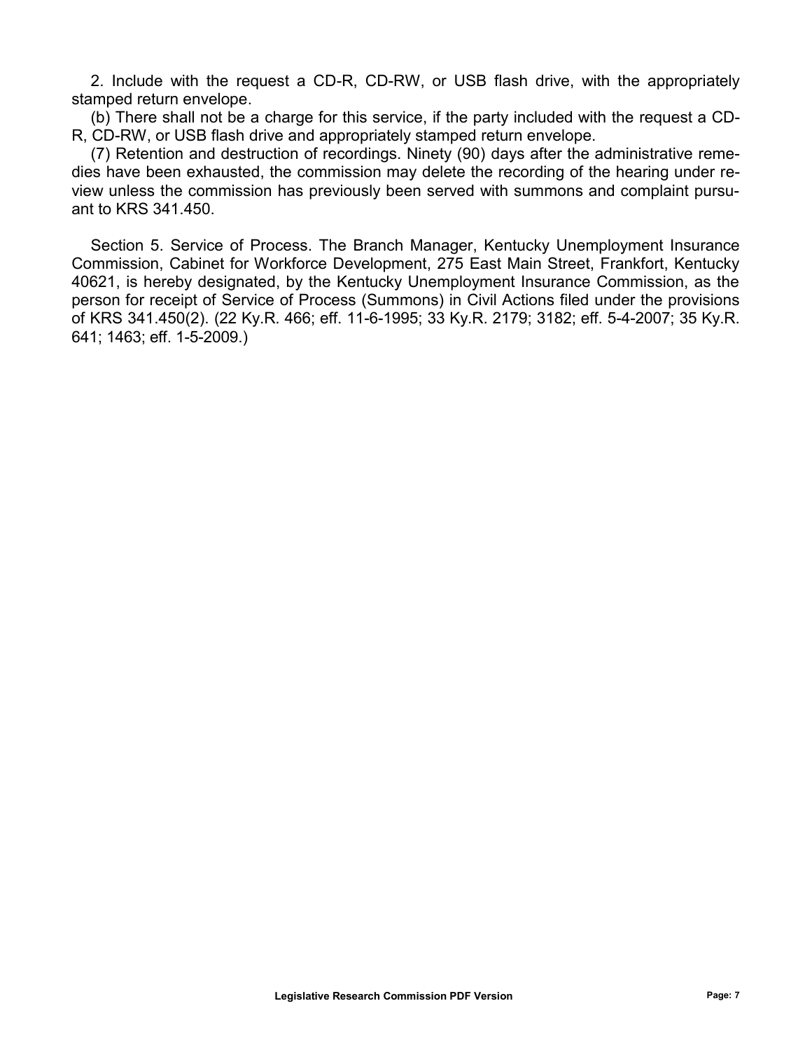2. Include with the request a CD-R, CD-RW, or USB flash drive, with the appropriately stamped return envelope.

(b) There shall not be a charge for this service, if the party included with the request a CD-R, CD-RW, or USB flash drive and appropriately stamped return envelope.

(7) Retention and destruction of recordings. Ninety (90) days after the administrative remedies have been exhausted, the commission may delete the recording of the hearing under review unless the commission has previously been served with summons and complaint pursuant to KRS 341.450.

Section 5. Service of Process. The Branch Manager, Kentucky Unemployment Insurance Commission, Cabinet for Workforce Development, 275 East Main Street, Frankfort, Kentucky 40621, is hereby designated, by the Kentucky Unemployment Insurance Commission, as the person for receipt of Service of Process (Summons) in Civil Actions filed under the provisions of KRS 341.450(2). (22 Ky.R. 466; eff. 11-6-1995; 33 Ky.R. 2179; 3182; eff. 5-4-2007; 35 Ky.R. 641; 1463; eff. 1-5-2009.)